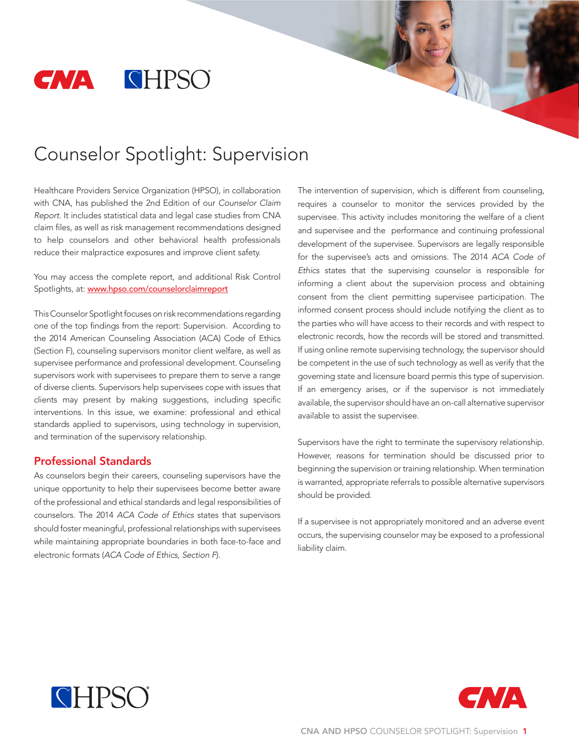# Counselor Spotlight: Supervision

Healthcare Providers Service Organization (HPSO), in collaboration with CNA, has published the 2nd Edition of our *Counselor Claim Report*. It includes statistical data and legal case studies from CNA claim files, as well as risk management recommendations designed to help counselors and other behavioral health professionals reduce their malpractice exposures and improve client safety.

You may access the complete report, and additional Risk Control Spotlights, at: www.hpso.com/counselorclaimreport

This Counselor Spotlight focuses on risk recommendations regarding one of the top findings from the report: Supervision. According to the 2014 American Counseling Association (ACA) Code of Ethics (Section F), counseling supervisors monitor client welfare, as well as supervisee performance and professional development. Counseling supervisors work with supervisees to prepare them to serve a range of diverse clients. Supervisors help supervisees cope with issues that clients may present by making suggestions, including specific interventions. In this issue, we examine: professional and ethical standards applied to supervisors, using technology in supervision, and termination of the supervisory relationship.

## Professional Standards

As counselors begin their careers, counseling supervisors have the unique opportunity to help their supervisees become better aware of the professional and ethical standards and legal responsibilities of counselors. The 2014 *ACA Code of Ethics* states that supervisors should foster meaningful, professional relationships with supervisees while maintaining appropriate boundaries in both face-to-face and electronic formats (*ACA Code of Ethics, Section F*).

The intervention of supervision, which is different from counseling, requires a counselor to monitor the services provided by the supervisee. This activity includes monitoring the welfare of a client and supervisee and the performance and continuing professional development of the supervisee. Supervisors are legally responsible for the supervisee's acts and omissions. The 2014 *ACA Code of Ethics* states that the supervising counselor is responsible for informing a client about the supervision process and obtaining consent from the client permitting supervisee participation. The informed consent process should include notifying the client as to the parties who will have access to their records and with respect to electronic records, how the records will be stored and transmitted. If using online remote supervising technology, the supervisor should be competent in the use of such technology as well as verify that the governing state and licensure board permis this type of supervision. If an emergency arises, or if the supervisor is not immediately available, the supervisor should have an on-call alternative supervisor available to assist the supervisee.

Supervisors have the right to terminate the supervisory relationship. However, reasons for termination should be discussed prior to beginning the supervision or training relationship. When termination is warranted, appropriate referrals to possible alternative supervisors should be provided.

If a supervisee is not appropriately monitored and an adverse event occurs, the supervising counselor may be exposed to a professional liability claim.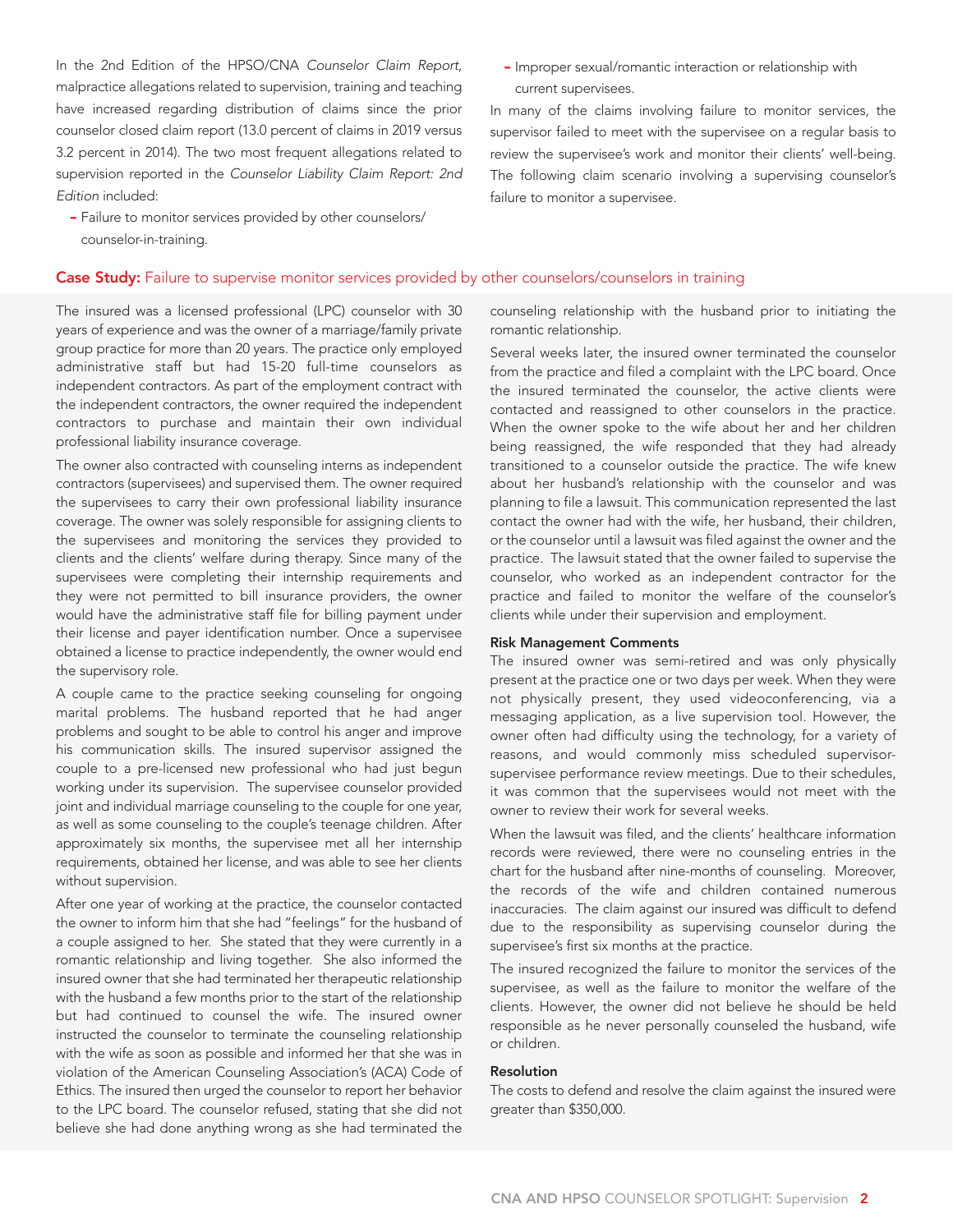In the 2nd Edition of the HPSO/CNA *Counselor Claim Report,* malpractice allegations related to supervision, training and teaching have increased regarding distribution of claims since the prior counselor closed claim report (13.0 percent of claims in 2019 versus 3.2 percent in 2014). The two most frequent allegations related to supervision reported in the *Counselor Liability Claim Report: 2nd Edition* included:

- Failure to monitor services provided by other counselors/counselor-in-training.
- Improper sexual/romantic interaction or relationship with current supervisees.

In many of the claims involving failure to monitor services, the supervisor failed to meet with the supervisee on a regular basis to review the supervisee's work and monitor their clients' well-being. The following claim scenario involving a supervising counselor's failure to monitor a supervisee.

## Case Study: Failure to supervise monitor services provided by other counselors/counselors in training

The insured was a licensed professional (LPC) counselor with 30 years of experience and was the owner of a marriage/family private group practice for more than 20 years. The practice only employed administrative staff but had 15-20 full-time counselors as independent contractors. As part of the employment contract with the independent contractors, the owner required the independent contractors to purchase and maintain their own individual professional liability insurance coverage.

The owner also contracted with counseling interns as independent contractors (supervisees) and supervised them. The owner required the supervisees to carry their own professional liability insurance coverage. The owner was solely responsible for assigning clients to the supervisees and monitoring the services they provided to clients and the clients' welfare during therapy. Since many of the supervisees were completing their internship requirements and they were not permitted to bill insurance providers, the owner would have the administrative staff file for billing payment under their license and payer identification number. Once a supervisee obtained a license to practice independently, the owner would end the supervisory role.

A couple came to the practice seeking counseling for ongoing marital problems. The husband reported that he had anger problems and sought to be able to control his anger and improve his communication skills. The insured supervisor assigned the couple to a pre-licensed new professional who had just begun working under its supervision. The supervisee counselor provided joint and individual marriage counseling to the couple for one year, as well as some counseling to the couple's teenage children. After approximately six months, the supervisee met all her internship requirements, obtained her license, and was able to see her clients without supervision.

After one year of working at the practice, the counselor contacted the owner to inform him that she had "feelings" for the husband of a couple assigned to her. She stated that they were currently in a romantic relationship and living together. She also informed the insured owner that she had terminated her therapeutic relationship with the husband a few months prior to the start of the relationship but had continued to counsel the wife. The insured owner instructed the counselor to terminate the counseling relationship with the wife as soon as possible and informed her that she was in violation of the American Counseling Association's (ACA) Code of Ethics. The insured then urged the counselor to report her behavior to the LPC board. The counselor refused, stating that she did not believe she had done anything wrong as she had terminated the counseling relationship with the husband prior to initiating the romantic relationship.

Several weeks later, the insured owner terminated the counselor from the practice and filed a complaint with the LPC board. Once the insured terminated the counselor, the active clients were contacted and reassigned to other counselors in the practice. When the owner spoke to the wife about her and her children being reassigned, the wife responded that they had already transitioned to a counselor outside the practice. The wife knew about her husband's relationship with the counselor and was planning to file a lawsuit. This communication represented the last contact the owner had with the wife, her husband, their children, or the counselor until a lawsuit was filed against the owner and the practice. The lawsuit stated that the owner failed to supervise the counselor, who worked as an independent contractor for the practice and failed to monitor the welfare of the counselor's clients while under their supervision and employment.

### Risk Management Comments

The insured owner was semi-retired and was only physically present at the practice one or two days per week. When they were not physically present, they used videoconferencing, via a messaging application, as a live supervision tool. However, the owner often had difficulty using the technology, for a variety of reasons, and would commonly miss scheduled supervisor-supervisee performance review meetings. Due to their schedules, it was common that the supervisees would not meet with the owner to review their work for several weeks.

When the lawsuit was filed, and the clients' healthcare information records were reviewed, there were no counseling entries in the chart for the husband after nine-months of counseling. Moreover, the records of the wife and children contained numerous inaccuracies. The claim against our insured was difficult to defend due to the responsibility as supervising counselor during the supervisee's first six months at the practice.

The insured recognized the failure to monitor the services of the supervisee, as well as the failure to monitor the welfare of the clients. However, the owner did not believe he should be held responsible as he never personally counseled the husband, wife or children.

### Resolution

The costs to defend and resolve the claim against the insured were greater than $350,000.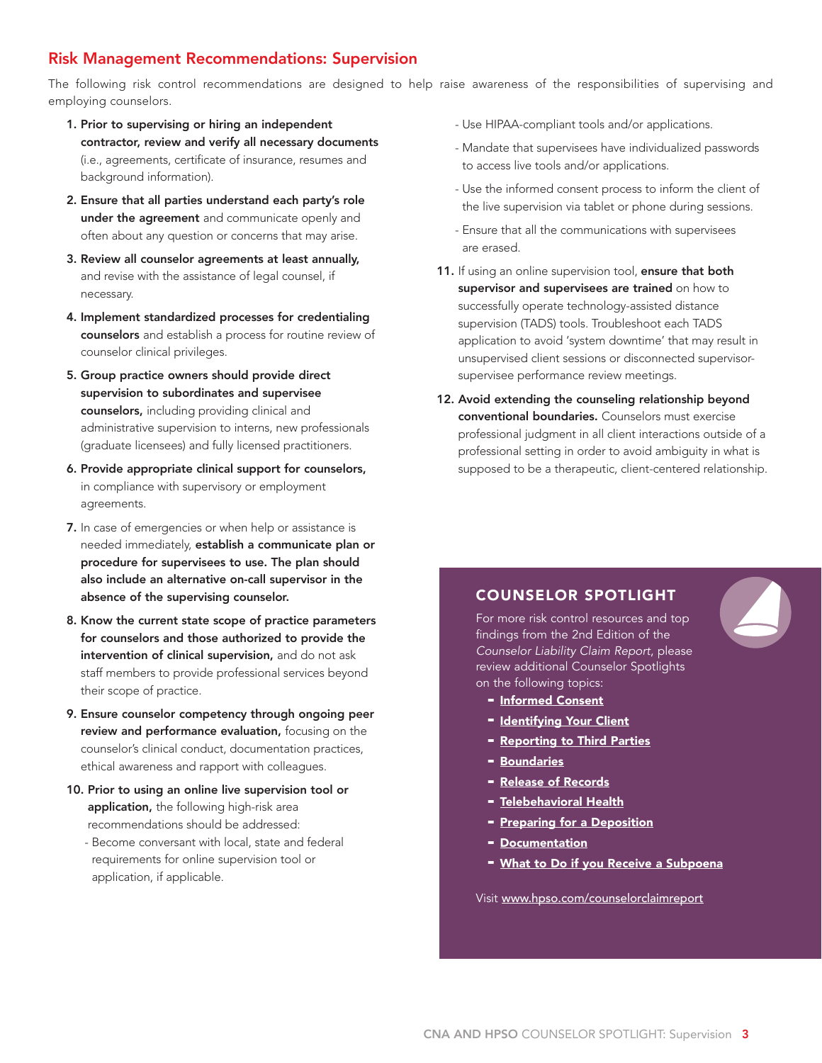## Risk Management Recommendations: Supervision

The following risk control recommendations are designed to help raise awareness of the responsibilities of supervising and employing counselors.

1. **Prior to supervising or hiring an independent contractor, review and verify all necessary documents** (i.e., agreements, certificate of insurance, resumes and background information).
2. **Ensure that all parties understand each party's role under the agreement** and communicate openly and often about any question or concerns that may arise.
3. **Review all counselor agreements at least annually,** and revise with the assistance of legal counsel, if necessary.
4. **Implement standardized processes for credentialing counselors** and establish a process for routine review of counselor clinical privileges.
5. **Group practice owners should provide direct supervision to subordinates and supervisee counselors,** including providing clinical and administrative supervision to interns, new professionals (graduate licensees) and fully licensed practitioners.
6. **Provide appropriate clinical support for counselors,** in compliance with supervisory or employment agreements.
7. In case of emergencies or when help or assistance is needed immediately, **establish a communicate plan or procedure for supervisees to use. The plan should also include an alternative on-call supervisor in the absence of the supervising counselor.**
8. **Know the current state scope of practice parameters for counselors and those authorized to provide the intervention of clinical supervision,** and do not ask staff members to provide professional services beyond their scope of practice.
9. **Ensure counselor competency through ongoing peer review and performance evaluation,** focusing on the counselor's clinical conduct, documentation practices, ethical awareness and rapport with colleagues.
10. **Prior to using an online live supervision tool or application,** the following high-risk area recommendations should be addressed:
    - Become conversant with local, state and federal requirements for online supervision tool or application, if applicable.
    - Use HIPAA-compliant tools and/or applications.
    - Mandate that supervisees have individualized passwords to access live tools and/or applications.
    - Use the informed consent process to inform the client of the live supervision via tablet or phone during sessions.
    - Ensure that all the communications with supervisees are erased.
11. If using an online supervision tool, **ensure that both supervisor and supervisees are trained** on how to successfully operate technology-assisted distance supervision (TADS) tools. Troubleshoot each TADS application to avoid 'system downtime' that may result in unsupervised client sessions or disconnected supervisor-supervisee performance review meetings.
12. **Avoid extending the counseling relationship beyond conventional boundaries.** Counselors must exercise professional judgment in all client interactions outside of a professional setting in order to avoid ambiguity in what is supposed to be a therapeutic, client-centered relationship.

### COUNSELOR SPOTLIGHT

For more risk control resources and top findings from the 2nd Edition of the *Counselor Liability Claim Report*, please review additional Counselor Spotlights on the following topics:

- Informed Consent
- Identifying Your Client
- Reporting to Third Parties
- Boundaries
- Release of Records
- Telebehavioral Health
- Preparing for a Deposition
- Documentation
- What to Do if you Receive a Subpoena

Visit www.hpso.com/counselorclaimreport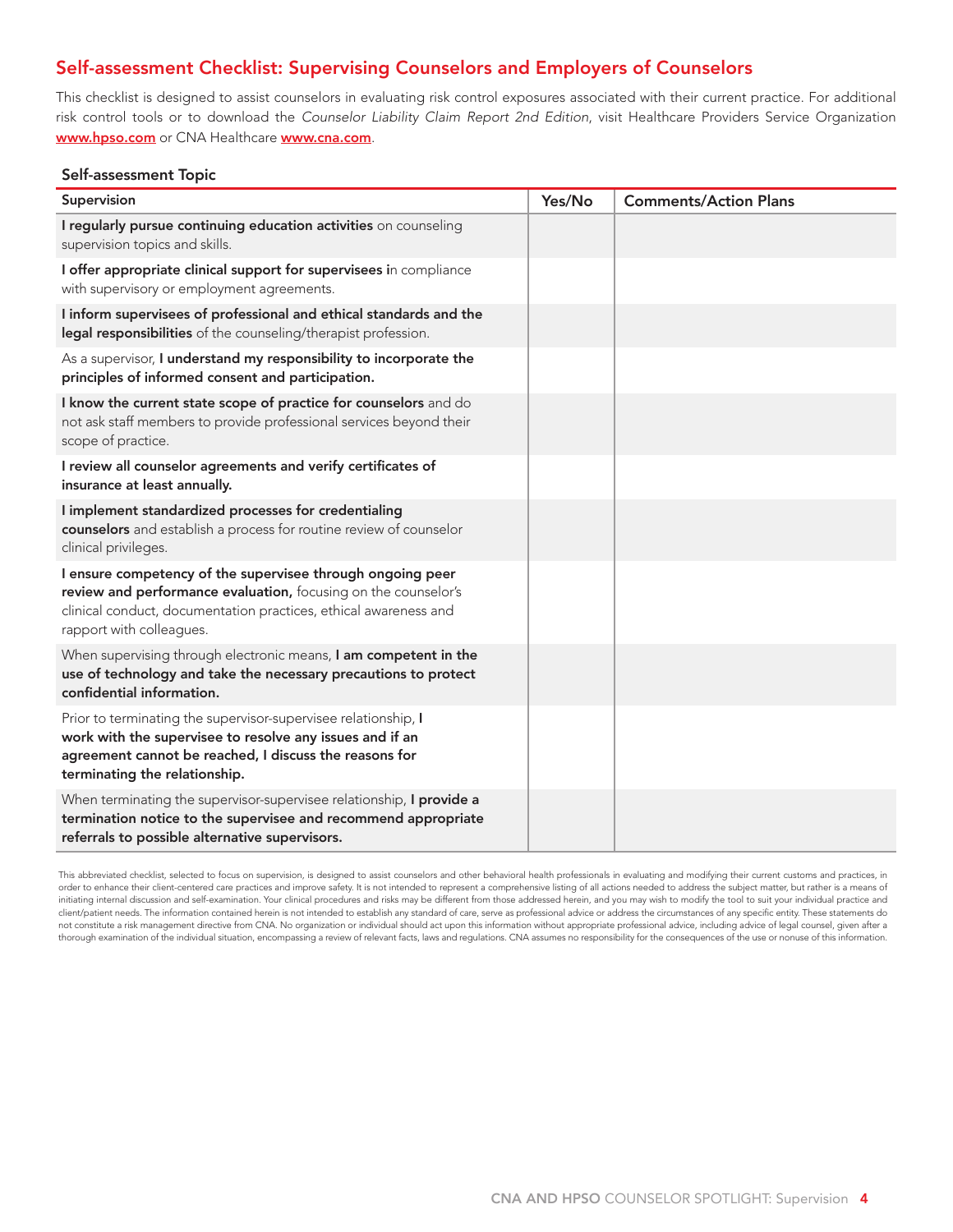## Self-assessment Checklist: Supervising Counselors and Employers of Counselors

This checklist is designed to assist counselors in evaluating risk control exposures associated with their current practice. For additional risk control tools or to download the *Counselor Liability Claim Report 2nd Edition*, visit Healthcare Providers Service Organization **www.hpso.com** or CNA Healthcare **www.cna.com**.

**Self-assessment Topic**

| Supervision | Yes/No | Comments/Action Plans |
|---|---|---|
| **I regularly pursue continuing education activities** on counseling supervision topics and skills. | | |
| **I offer appropriate clinical support for supervisees i**n compliance with supervisory or employment agreements. | | |
| **I inform supervisees of professional and ethical standards and the legal responsibilities** of the counseling/therapist profession. | | |
| As a supervisor, **I understand my responsibility to incorporate the principles of informed consent and participation.** | | |
| **I know the current state scope of practice for counselors** and do not ask staff members to provide professional services beyond their scope of practice. | | |
| **I review all counselor agreements and verify certificates of insurance at least annually.** | | |
| **I implement standardized processes for credentialing counselors** and establish a process for routine review of counselor clinical privileges. | | |
| **I ensure competency of the supervisee through ongoing peer review and performance evaluation,** focusing on the counselor's clinical conduct, documentation practices, ethical awareness and rapport with colleagues. | | |
| When supervising through electronic means, **I am competent in the use of technology and take the necessary precautions to protect confidential information.** | | |
| Prior to terminating the supervisor-supervisee relationship, **I work with the supervisee to resolve any issues and if an agreement cannot be reached, I discuss the reasons for terminating the relationship.** | | |
| When terminating the supervisor-supervisee relationship, **I provide a termination notice to the supervisee and recommend appropriate referrals to possible alternative supervisors.** | | |

This abbreviated checklist, selected to focus on supervision, is designed to assist counselors and other behavioral health professionals in evaluating and modifying their current customs and practices, in order to enhance their client-centered care practices and improve safety. It is not intended to represent a comprehensive listing of all actions needed to address the subject matter, but rather is a means of initiating internal discussion and self-examination. Your clinical procedures and risks may be different from those addressed herein, and you may wish to modify the tool to suit your individual practice and client/patient needs. The information contained herein is not intended to establish any standard of care, serve as professional advice or address the circumstances of any specific entity. These statements do not constitute a risk management directive from CNA. No organization or individual should act upon this information without appropriate professional advice, including advice of legal counsel, given after a thorough examination of the individual situation, encompassing a review of relevant facts, laws and regulations. CNA assumes no responsibility for the consequences of the use or nonuse of this information.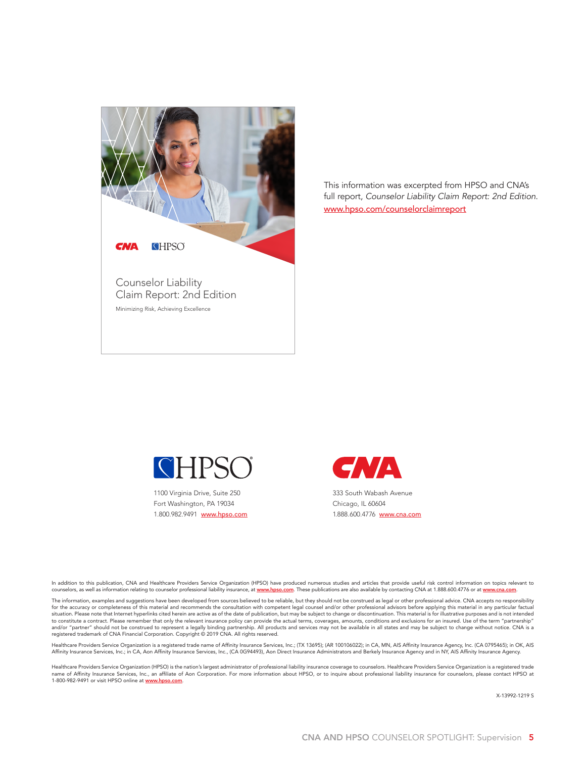CNA HPSO

Counselor Liability
Claim Report: 2nd Edition

Minimizing Risk, Achieving Excellence

This information was excerpted from HPSO and CNA's full report, *Counselor Liability Claim Report: 2nd Edition*.
www.hpso.com/counselorclaimreport

HPSO

1100 Virginia Drive, Suite 250
Fort Washington, PA 19034
1.800.982.9491 www.hpso.com

CNA

333 South Wabash Avenue
Chicago, IL 60604
1.888.600.4776 www.cna.com

In addition to this publication, CNA and Healthcare Providers Service Organization (HPSO) have produced numerous studies and articles that provide useful risk control information on topics relevant to counselors, as well as information relating to counselor professional liability insurance, at www.hpso.com. These publications are also available by contacting CNA at 1.888.600.4776 or at www.cna.com.

The information, examples and suggestions have been developed from sources believed to be reliable, but they should not be construed as legal or other professional advice. CNA accepts no responsibility for the accuracy or completeness of this material and recommends the consultation with competent legal counsel and/or other professional advisors before applying this material in any particular factual situation. Please note that Internet hyperlinks cited herein are active as of the date of publication, but may be subject to change or discontinuation. This material is for illustrative purposes and is not intended to constitute a contract. Please remember that only the relevant insurance policy can provide the actual terms, coverages, amounts, conditions and exclusions for an insured. Use of the term "partnership" and/or "partner" should not be construed to represent a legally binding partnership. All products and services may not be available in all states and may be subject to change without notice. CNA is a registered trademark of CNA Financial Corporation. Copyright © 2019 CNA. All rights reserved.

Healthcare Providers Service Organization is a registered trade name of Affinity Insurance Services, Inc.; (TX 13695); (AR 100106022); in CA, MN, AIS Affinity Insurance Agency, Inc. (CA 0795465); in OK, AIS Affinity Insurance Services, Inc.; in CA, Aon Affinity Insurance Services, Inc., (CA 0G94493), Aon Direct Insurance Administrators and Berkely Insurance Agency and in NY, AIS Affinity Insurance Agency.

Healthcare Providers Service Organization (HPSO) is the nation's largest administrator of professional liability insurance coverage to counselors. Healthcare Providers Service Organization is a registered trade name of Affinity Insurance Services, Inc., an affiliate of Aon Corporation. For more information about HPSO, or to inquire about professional liability insurance for counselors, please contact HPSO at 1-800-982-9491 or visit HPSO online at www.hpso.com.

X-13992-1219 S